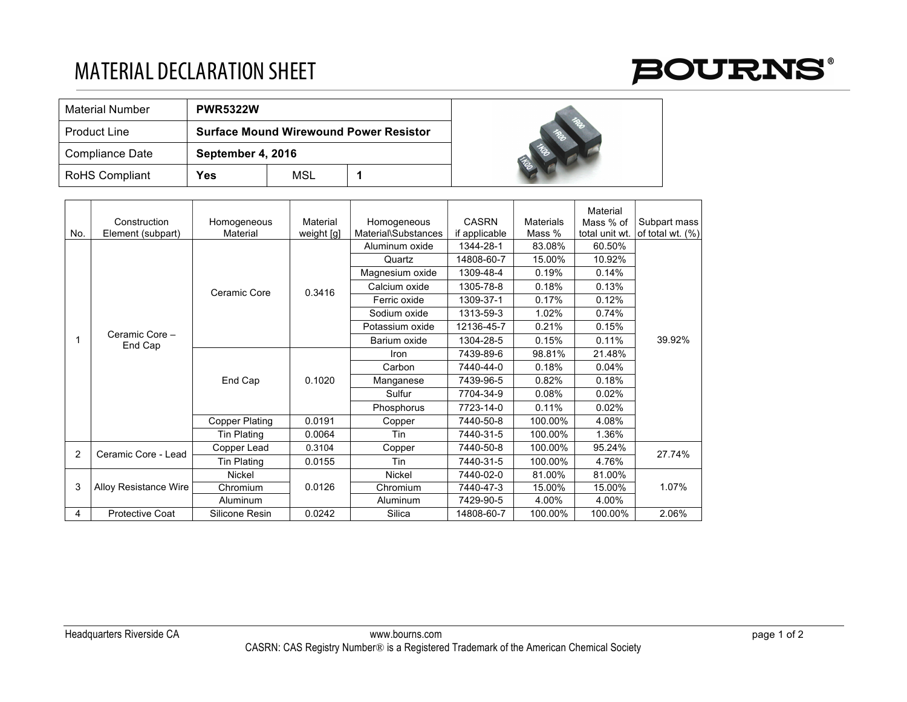# MATERIAL DECLARATION SHEET

BOURNS®

| Material Number | PWR5322W | | |
|---|---|---|---|
| Product Line | Surface Mound Wirewound Power Resistor | | |
| Compliance Date | September 4, 2016 | | |
| RoHS Compliant | Yes | MSL | 1 |

| No. | Construction Element (subpart) | Homogeneous Material | Material weight [g] | Homogeneous Material\Substances | CASRN if applicable | Materials Mass % | Material Mass % of total unit wt. | Subpart mass of total wt. (%) |
|---|---|---|---|---|---|---|---|---|
| 1 | Ceramic Core – End Cap | Ceramic Core | 0.3416 | Aluminum oxide | 1344-28-1 | 83.08% | 60.50% | 39.92% |
| | | | | Quartz | 14808-60-7 | 15.00% | 10.92% | |
| | | | | Magnesium oxide | 1309-48-4 | 0.19% | 0.14% | |
| | | | | Calcium oxide | 1305-78-8 | 0.18% | 0.13% | |
| | | | | Ferric oxide | 1309-37-1 | 0.17% | 0.12% | |
| | | | | Sodium oxide | 1313-59-3 | 1.02% | 0.74% | |
| | | | | Potassium oxide | 12136-45-7 | 0.21% | 0.15% | |
| | | | | Barium oxide | 1304-28-5 | 0.15% | 0.11% | |
| | | End Cap | 0.1020 | Iron | 7439-89-6 | 98.81% | 21.48% | |
| | | | | Carbon | 7440-44-0 | 0.18% | 0.04% | |
| | | | | Manganese | 7439-96-5 | 0.82% | 0.18% | |
| | | | | Sulfur | 7704-34-9 | 0.08% | 0.02% | |
| | | | | Phosphorus | 7723-14-0 | 0.11% | 0.02% | |
| | | Copper Plating | 0.0191 | Copper | 7440-50-8 | 100.00% | 4.08% | |
| | | Tin Plating | 0.0064 | Tin | 7440-31-5 | 100.00% | 1.36% | |
| 2 | Ceramic Core - Lead | Copper Lead | 0.3104 | Copper | 7440-50-8 | 100.00% | 95.24% | 27.74% |
| | | Tin Plating | 0.0155 | Tin | 7440-31-5 | 100.00% | 4.76% | |
| 3 | Alloy Resistance Wire | Nickel | 0.0126 | Nickel | 7440-02-0 | 81.00% | 81.00% | 1.07% |
| | | Chromium | | Chromium | 7440-47-3 | 15.00% | 15.00% | |
| | | Aluminum | | Aluminum | 7429-90-5 | 4.00% | 4.00% | |
| 4 | Protective Coat | Silicone Resin | 0.0242 | Silica | 14808-60-7 | 100.00% | 100.00% | 2.06% |

Headquarters Riverside CA www.bourns.com

CASRN: CAS Registry Number® is a Registered Trademark of the American Chemical Society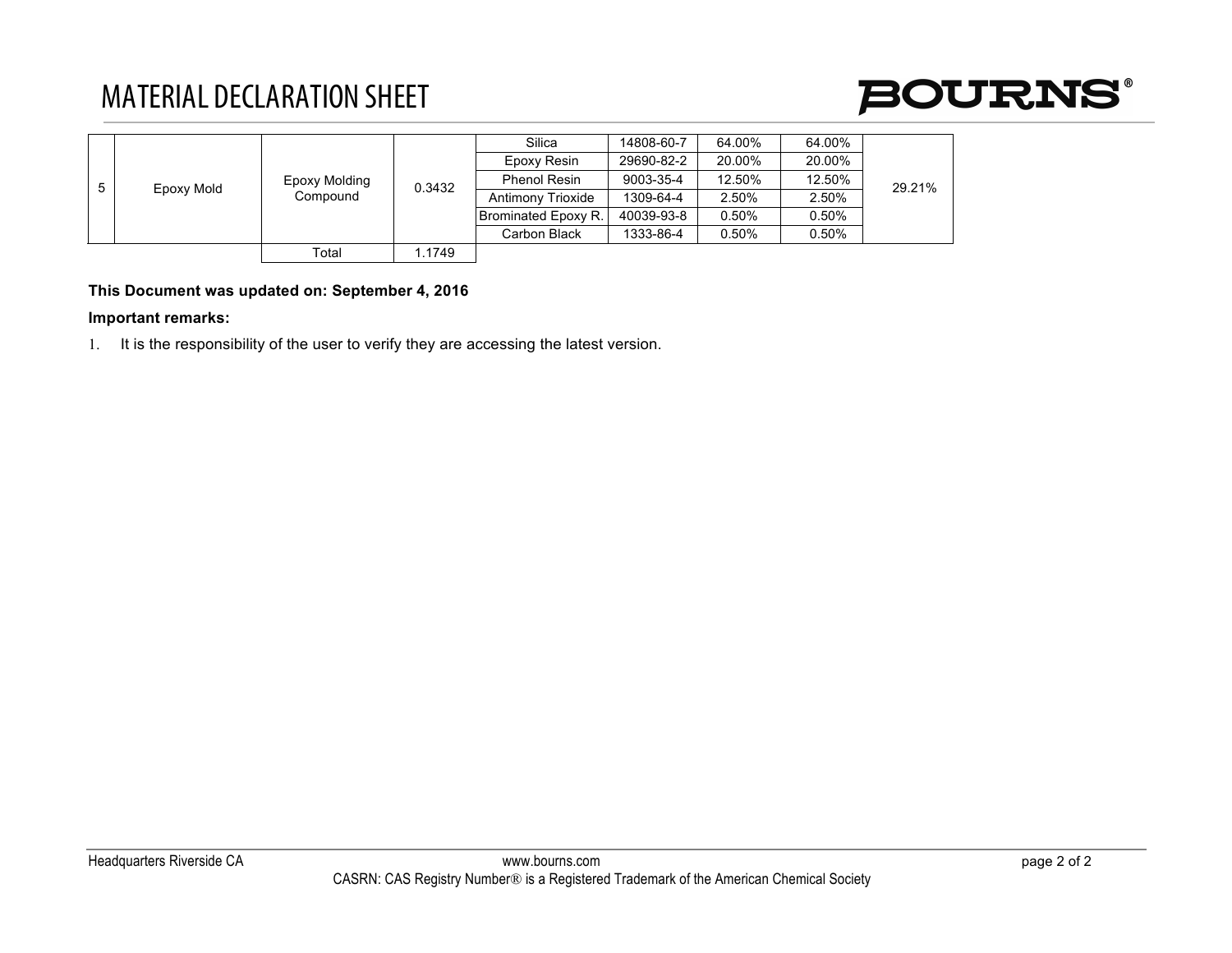# MATERIAL DECLARATION SHEET

| | | | | | | | | |
|---|---|---|---|---|---|---|---|---|
| 5 | Epoxy Mold | Epoxy Molding Compound | 0.3432 | Silica | 14808-60-7 | 64.00% | 64.00% | 29.21% |
| | | | | Epoxy Resin | 29690-82-2 | 20.00% | 20.00% | |
| | | | | Phenol Resin | 9003-35-4 | 12.50% | 12.50% | |
| | | | | Antimony Trioxide | 1309-64-4 | 2.50% | 2.50% | |
| | | | | Brominated Epoxy R. | 40039-93-8 | 0.50% | 0.50% | |
| | | | | Carbon Black | 1333-86-4 | 0.50% | 0.50% | |
| | | Total | 1.1749 | | | | | |

**This Document was updated on: September 4, 2016**

**Important remarks:**

1. It is the responsibility of the user to verify they are accessing the latest version.

Headquarters Riverside CA www.bourns.com

CASRN: CAS Registry Number® is a Registered Trademark of the American Chemical Society